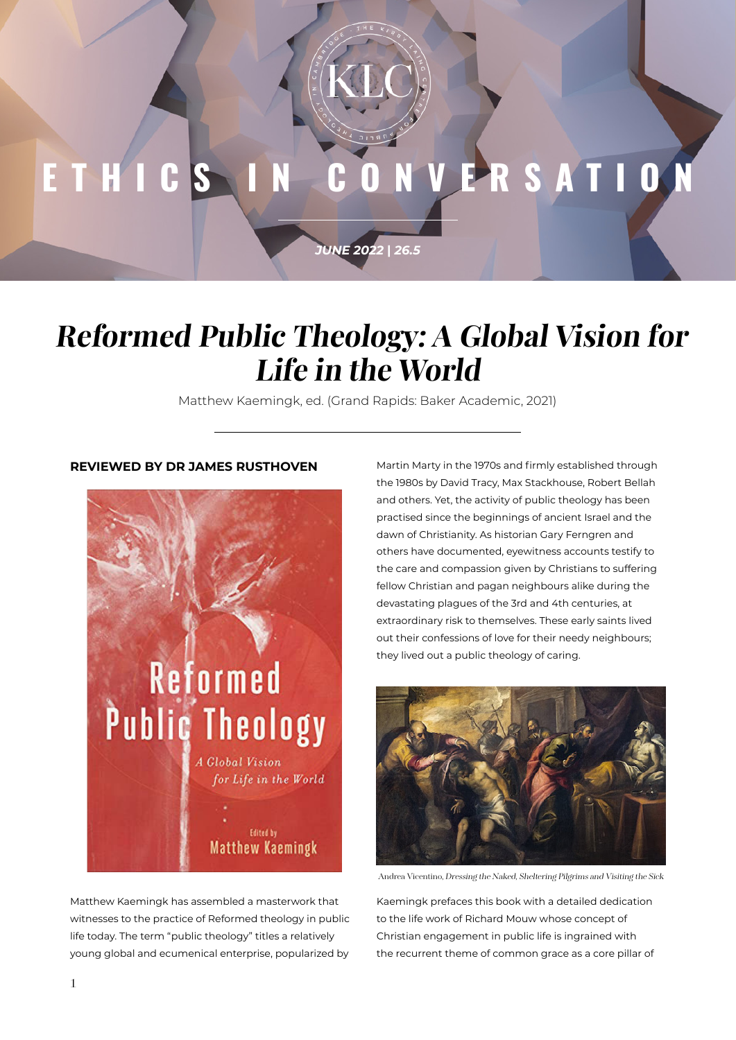# ETHICS IN CONVERSATION

*JUNE 2022 | 26.5*

# *Reformed Public Theology: A Global Vision for Life in the World*

Matthew Kaemingk, ed. (Grand Rapids: Baker Academic, 2021)

**REVIEWED BY DR JAMES RUSTHOVEN**

Matthew Kaemingk has assembled a masterwork that witnesses to the practice of Reformed theology in public life today. The term "public theology" titles a relatively young global and ecumenical enterprise, popularized by Martin Marty in the 1970s and firmly established through the 1980s by David Tracy, Max Stackhouse, Robert Bellah and others. Yet, the activity of public theology has been practised since the beginnings of ancient Israel and the dawn of Christianity. As historian Gary Ferngren and others have documented, eyewitness accounts testify to the care and compassion given by Christians to suffering fellow Christian and pagan neighbours alike during the devastating plagues of the 3rd and 4th centuries, at extraordinary risk to themselves. These early saints lived out their confessions of love for their needy neighbours; they lived out a public theology of caring.

Andrea Vicentino, *Dressing the Naked, Sheltering Pilgrims and Visiting the Sick*

Kaemingk prefaces this book with a detailed dedication to the life work of Richard Mouw whose concept of Christian engagement in public life is ingrained with the recurrent theme of common grace as a core pillar of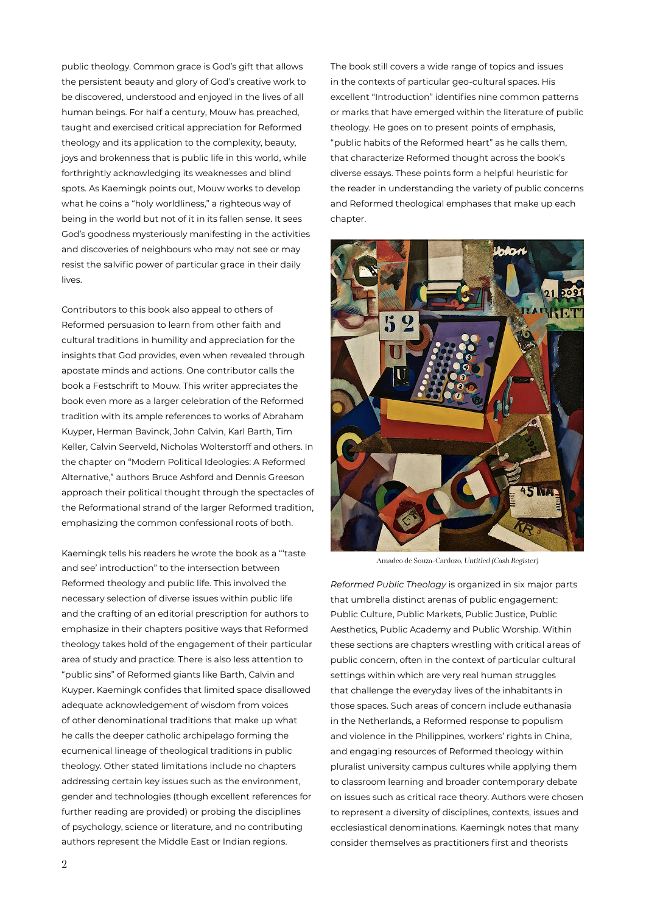public theology. Common grace is God's gift that allows the persistent beauty and glory of God's creative work to be discovered, understood and enjoyed in the lives of all human beings. For half a century, Mouw has preached, taught and exercised critical appreciation for Reformed theology and its application to the complexity, beauty, joys and brokenness that is public life in this world, while forthrightly acknowledging its weaknesses and blind spots. As Kaemingk points out, Mouw works to develop what he coins a "holy worldliness," a righteous way of being in the world but not of it in its fallen sense. It sees God's goodness mysteriously manifesting in the activities and discoveries of neighbours who may not see or may resist the salvific power of particular grace in their daily lives.

Contributors to this book also appeal to others of Reformed persuasion to learn from other faith and cultural traditions in humility and appreciation for the insights that God provides, even when revealed through apostate minds and actions. One contributor calls the book a Festschrift to Mouw. This writer appreciates the book even more as a larger celebration of the Reformed tradition with its ample references to works of Abraham Kuyper, Herman Bavinck, John Calvin, Karl Barth, Tim Keller, Calvin Seerveld, Nicholas Wolterstorff and others. In the chapter on "Modern Political Ideologies: A Reformed Alternative," authors Bruce Ashford and Dennis Greeson approach their political thought through the spectacles of the Reformational strand of the larger Reformed tradition, emphasizing the common confessional roots of both.

Kaemingk tells his readers he wrote the book as a "'taste and see' introduction" to the intersection between Reformed theology and public life. This involved the necessary selection of diverse issues within public life and the crafting of an editorial prescription for authors to emphasize in their chapters positive ways that Reformed theology takes hold of the engagement of their particular area of study and practice. There is also less attention to "public sins" of Reformed giants like Barth, Calvin and Kuyper. Kaemingk confides that limited space disallowed adequate acknowledgement of wisdom from voices of other denominational traditions that make up what he calls the deeper catholic archipelago forming the ecumenical lineage of theological traditions in public theology. Other stated limitations include no chapters addressing certain key issues such as the environment, gender and technologies (though excellent references for further reading are provided) or probing the disciplines of psychology, science or literature, and no contributing authors represent the Middle East or Indian regions.

The book still covers a wide range of topics and issues in the contexts of particular geo-cultural spaces. His excellent "Introduction" identifies nine common patterns or marks that have emerged within the literature of public theology. He goes on to present points of emphasis, "public habits of the Reformed heart" as he calls them, that characterize Reformed thought across the book's diverse essays. These points form a helpful heuristic for the reader in understanding the variety of public concerns and Reformed theological emphases that make up each chapter.

Amadeo de Souza-Cardozo, *Untitled (Cash Register)*

*Reformed Public Theology* is organized in six major parts that umbrella distinct arenas of public engagement: Public Culture, Public Markets, Public Justice, Public Aesthetics, Public Academy and Public Worship. Within these sections are chapters wrestling with critical areas of public concern, often in the context of particular cultural settings within which are very real human struggles that challenge the everyday lives of the inhabitants in those spaces. Such areas of concern include euthanasia in the Netherlands, a Reformed response to populism and violence in the Philippines, workers' rights in China, and engaging resources of Reformed theology within pluralist university campus cultures while applying them to classroom learning and broader contemporary debate on issues such as critical race theory. Authors were chosen to represent a diversity of disciplines, contexts, issues and ecclesiastical denominations. Kaemingk notes that many consider themselves as practitioners first and theorists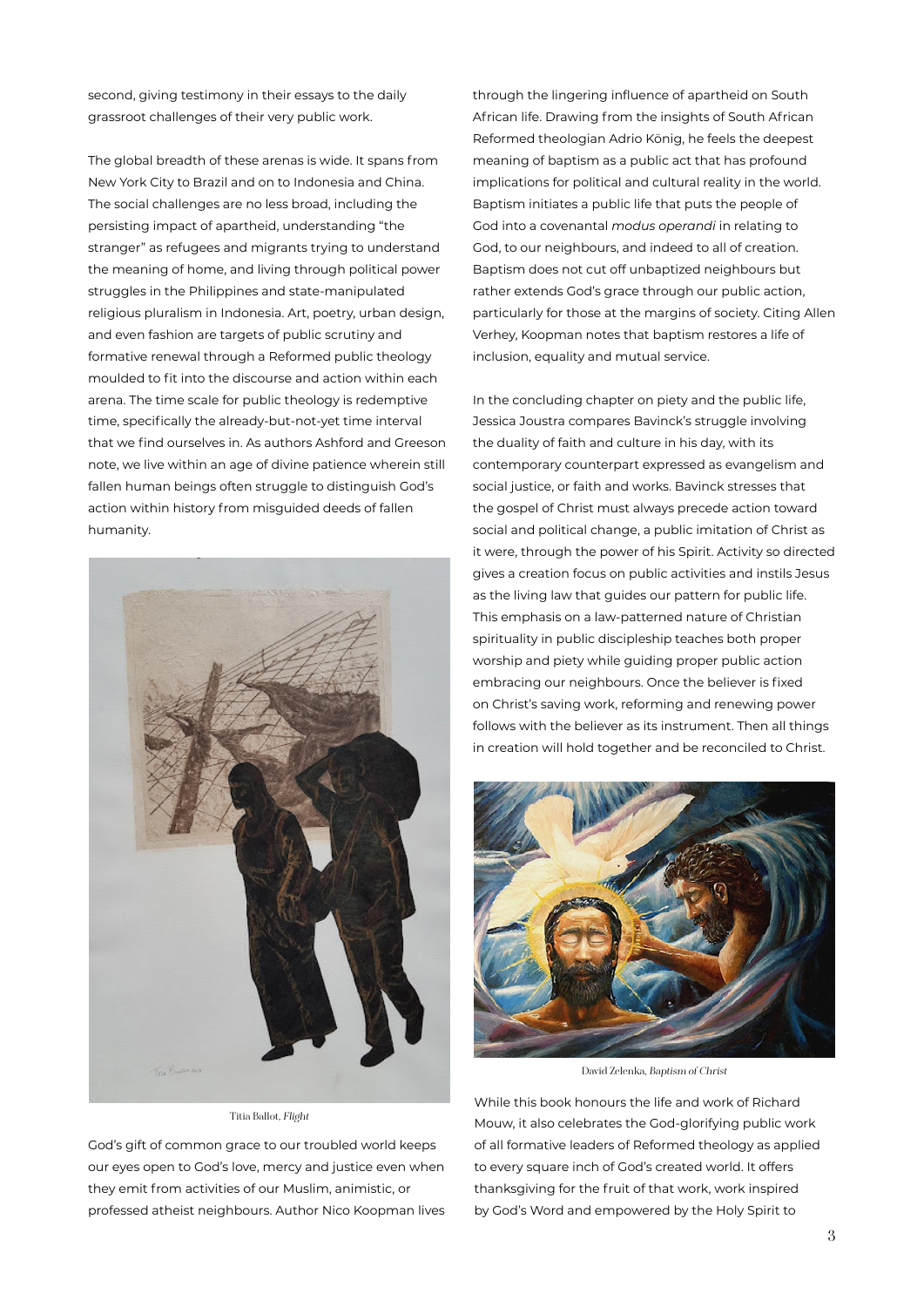second, giving testimony in their essays to the daily grassroot challenges of their very public work.

The global breadth of these arenas is wide. It spans from New York City to Brazil and on to Indonesia and China. The social challenges are no less broad, including the persisting impact of apartheid, understanding "the stranger" as refugees and migrants trying to understand the meaning of home, and living through political power struggles in the Philippines and state-manipulated religious pluralism in Indonesia. Art, poetry, urban design, and even fashion are targets of public scrutiny and formative renewal through a Reformed public theology moulded to fit into the discourse and action within each arena. The time scale for public theology is redemptive time, specifically the already-but-not-yet time interval that we find ourselves in. As authors Ashford and Greeson note, we live within an age of divine patience wherein still fallen human beings often struggle to distinguish God's action within history from misguided deeds of fallen humanity.

Titia Ballot, *Flight*

God's gift of common grace to our troubled world keeps our eyes open to God's love, mercy and justice even when they emit from activities of our Muslim, animistic, or professed atheist neighbours. Author Nico Koopman lives through the lingering influence of apartheid on South African life. Drawing from the insights of South African Reformed theologian Adrio König, he feels the deepest meaning of baptism as a public act that has profound implications for political and cultural reality in the world. Baptism initiates a public life that puts the people of God into a covenantal *modus operandi* in relating to God, to our neighbours, and indeed to all of creation. Baptism does not cut off unbaptized neighbours but rather extends God's grace through our public action, particularly for those at the margins of society. Citing Allen Verhey, Koopman notes that baptism restores a life of inclusion, equality and mutual service.

In the concluding chapter on piety and the public life, Jessica Joustra compares Bavinck's struggle involving the duality of faith and culture in his day, with its contemporary counterpart expressed as evangelism and social justice, or faith and works. Bavinck stresses that the gospel of Christ must always precede action toward social and political change, a public imitation of Christ as it were, through the power of his Spirit. Activity so directed gives a creation focus on public activities and instils Jesus as the living law that guides our pattern for public life. This emphasis on a law-patterned nature of Christian spirituality in public discipleship teaches both proper worship and piety while guiding proper public action embracing our neighbours. Once the believer is fixed on Christ's saving work, reforming and renewing power follows with the believer as its instrument. Then all things in creation will hold together and be reconciled to Christ.

David Zelenka, *Baptism of Christ*

While this book honours the life and work of Richard Mouw, it also celebrates the God-glorifying public work of all formative leaders of Reformed theology as applied to every square inch of God's created world. It offers thanksgiving for the fruit of that work, work inspired by God's Word and empowered by the Holy Spirit to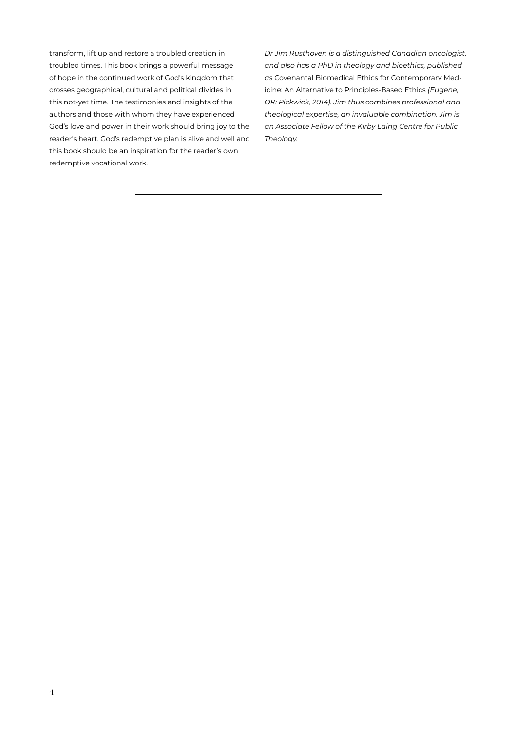transform, lift up and restore a troubled creation in troubled times. This book brings a powerful message of hope in the continued work of God's kingdom that crosses geographical, cultural and political divides in this not-yet time. The testimonies and insights of the authors and those with whom they have experienced God's love and power in their work should bring joy to the reader's heart. God's redemptive plan is alive and well and this book should be an inspiration for the reader's own redemptive vocational work.

*Dr Jim Rusthoven is a distinguished Canadian oncologist, and also has a PhD in theology and bioethics, published as* Covenantal Biomedical Ethics for Contemporary Medicine: An Alternative to Principles-Based Ethics *(Eugene, OR: Pickwick, 2014). Jim thus combines professional and theological expertise, an invaluable combination. Jim is an Associate Fellow of the Kirby Laing Centre for Public Theology.*

---